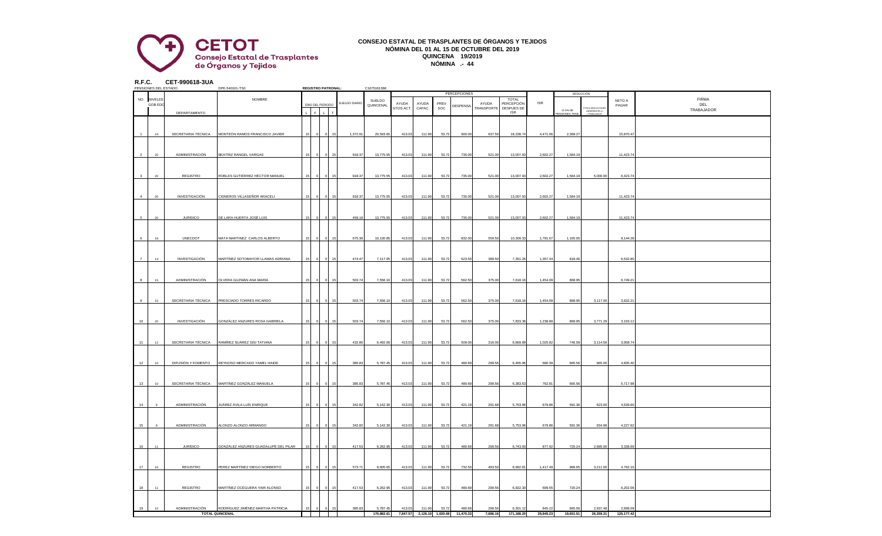CETOT
Consejo Estatal de Trasplantes de Órganos y Tejidos

# CONSEJO ESTATAL DE TRASPLANTES DE ÓRGANOS Y TEJIDOS
## NÓMINA DEL 01 AL 15 DE OCTUBRE DEL 2019
## QUINCENA 19/2019
## NÓMINA .- 44

**R.F.C. CET-990618-3UA**

PENSIONES DEL ESTADO DPE-540101-TS0 **REGISTRO PATRONAL:** C1675161388

| NO. | NIVELES GOB EDO | DEPARTAMENTO | NOMBRE | DÍAS DEL PERIODO L | F | L | T | SUELDO DIARIO | SUELDO QUINCENAL | PERCEPCIONES AYUDA GTOS ACT. | AYUDA CAPAC. | PREV SOC | DESPENSA | AYUDA TRANSPORTE | TOTAL PERCEPCIÓN DESPUES DE ISR | ISR | DEDUCCIÓN 11.5% DE PENSIONES TRAB. | OTRAS DEDUCCIONES INHERENTES AL TRABAJADOR | NETO A PAGAR | FIRMA DEL TRABAJADOR |
|---|---|---|---|---|---|---|---|---|---|---|---|---|---|---|---|---|---|---|---|---|
| 1 | 24 | SECRETARIA TÉCNICA | MONTEÓN RAMOS FRANCISCO JAVIER | 15 | 0 | 0 | 15 | 1,372.91 | 20,593.65 | 413.03 | 111.90 | 53.72 | 900.00 | 637.50 | 18,238.74 | 4,471.06 | 2,368.27 | | 15,870.47 | |
| 2 | 20 | ADMINISTRACIÓN | BEATRIZ RANGEL VARGAS | 15 | 0 | 0 | 15 | 918.37 | 13,775.55 | 413.03 | 111.90 | 53.72 | 735.00 | 521.00 | 13,007.93 | 2,602.27 | 1,584.19 | | 11,423.74 | |
| 3 | 20 | REGISTRO | ROBLES GUTIÉRREZ HÉCTOR MANUEL | 15 | 0 | 0 | 15 | 918.37 | 13,775.55 | 413.03 | 111.90 | 53.72 | 735.00 | 521.00 | 13,007.93 | 2,602.27 | 1,584.19 | 5,000.00 | 6,423.74 | |
| 4 | 20 | INVESTIGACIÓN | CISNEROS VILLASEÑOR ARACELI | 15 | 0 | 0 | 15 | 918.37 | 13,775.55 | 413.03 | 111.90 | 53.72 | 735.00 | 521.00 | 13,007.93 | 2,602.27 | 1,584.19 | | 11,423.74 | |
| 5 | 20 | JURÍDICO | DE LARA HUERTA JOSÉ LUIS | 15 | 0 | 0 | 15 | 459.18 | 13,775.55 | 413.03 | 111.90 | 53.72 | 735.00 | 521.00 | 13,007.93 | 2,602.27 | 1,584.19 | | 11,423.74 | |
| 6 | 18 | UNECDOT | MATA MARTINEZ CARLOS ALBERTO | 15 | 0 | 0 | 15 | 675.39 | 10,130.85 | 413.03 | 111.90 | 53.72 | 832.00 | 559.50 | 10,309.33 | 1,791.67 | 1,165.05 | | 9,144.28 | |
| 7 | 14 | INVESTIGACIÓN | MARTÍNEZ SOTOMAYOR LLAMAS ADRIANA | 15 | 0 | 0 | 15 | 474.47 | 7,117.05 | 413.03 | 111.90 | 53.72 | 623.50 | 389.50 | 7,351.26 | 1,357.44 | 818.46 | | 6,532.80 | |
| 8 | 15 | ADMINISTRACIÓN | OLVERA GUZMÁN ANA MARÍA | 15 | 0 | 0 | 15 | 503.74 | 7,556.10 | 413.03 | 111.90 | 53.72 | 562.50 | 375.00 | 7,618.16 | 1,454.09 | 868.95 | | 6,749.21 | |
| 9 | 15 | SECRETARIA TÉCNICA | PRESCIADO TORRES RICARDO | 15 | 0 | 0 | 15 | 503.74 | 7,556.10 | 413.03 | 111.90 | 53.72 | 562.50 | 375.00 | 7,618.16 | 1,454.09 | 868.95 | 3,117.00 | 3,632.21 | |
| 10 | 20 | INVESTIGACIÓN | GONZÁLEZ ANZURES ROSA GABRIELA | 15 | 0 | 0 | 15 | 503.74 | 7,556.10 | 413.03 | 111.90 | 53.72 | 562.50 | 375.00 | 7,833.36 | 1,238.89 | 868.95 | 3,771.29 | 3,193.12 | |
| 11 | 12 | SECRETARIA TÉCNICA | RAMÍREZ SUÁREZ SISI TATIANA | 15 | 0 | 0 | 15 | 432.80 | 6,492.06 | 413.03 | 111.90 | 53.72 | 509.00 | 316.00 | 6,869.89 | 1,025.82 | 746.59 | 3,114.56 | 3,008.74 | |
| 12 | 10 | DIFUSIÓN Y FOMENTO | REYNOSO MERCADO YAMEL HAIDE | 15 | 0 | 0 | 15 | 385.83 | 5,787.45 | 413.03 | 111.90 | 53.72 | 480.69 | 299.56 | 6,465.96 | 680.39 | 665.56 | 965.00 | 4,835.40 | |
| 13 | 10 | SECRETARIA TÉCNICA | MARTÍNEZ GONZÁLEZ MANUELA | 15 | 0 | 0 | 15 | 385.83 | 5,787.45 | 413.03 | 111.90 | 53.72 | 480.69 | 299.56 | 6,383.53 | 762.81 | 665.56 | | 5,717.98 | |
| 14 | 9 | ADMINISTRACIÓN | JUÁREZ ÁVILA LUÍS ENRIQUE | 15 | 0 | 0 | 15 | 342.82 | 5,142.30 | 413.03 | 111.90 | 53.72 | 421.19 | 291.68 | 5,753.96 | 679.86 | 591.36 | 623.00 | 4,539.60 | |
| 15 | 9 | ADMINISTRACIÓN | ALONZO ALONZO ARMANDO | 15 | 0 | 0 | 15 | 342.82 | 5,142.30 | 413.03 | 111.90 | 53.72 | 421.19 | 291.68 | 5,753.96 | 679.86 | 591.36 | 934.98 | 4,227.62 | |
| 16 | 11 | JURÍDICO | GONZÁLEZ ANZURES GUADALUPE DEL PILAR | 15 | 0 | 0 | 15 | 417.53 | 6,262.95 | 413.03 | 111.90 | 53.72 | 480.69 | 299.56 | 6,743.93 | 877.92 | 720.24 | 2,685.00 | 3,338.69 | |
| 17 | 16 | REGISTRO | PEREZ MARTÍNEZ DIEGO NORBERTO | 15 | 0 | 0 | 15 | 573.71 | 8,605.65 | 413.03 | 111.90 | 53.72 | 732.50 | 493.50 | 8,992.81 | 1,417.49 | 989.65 | 3,211.00 | 4,792.16 | |
| 18 | 11 | REGISTRO | MARTÍNEZ OCEGUERA YAIR ALONSO | 15 | 0 | 0 | 15 | 417.53 | 6,262.95 | 413.03 | 111.90 | 53.72 | 480.69 | 299.56 | 6,922.30 | 699.55 | 720.24 | | 6,202.06 | |
| 19 | 10 | ADMINISTRACIÓN | RODRÍGUEZ JIMÉNEZ MARTHA PATRICIA | 15 | 0 | 0 | 15 | 385.83 | 5,787.45 | 413.03 | 111.90 | 53.72 | 480.69 | 299.56 | 6,301.12 | 845.22 | 665.56 | 2,937.48 | 2,698.09 | |
| | | TOTAL QUINCENAL | | | | | | | 170,882.61 | 7,847.57 | 2,126.10 | 1,020.68 | 11,470.33 | 7,686.16 | 171,188.20 | 29,845.23 | 19,651.51 | 26,359.31 | 125,177.42 | |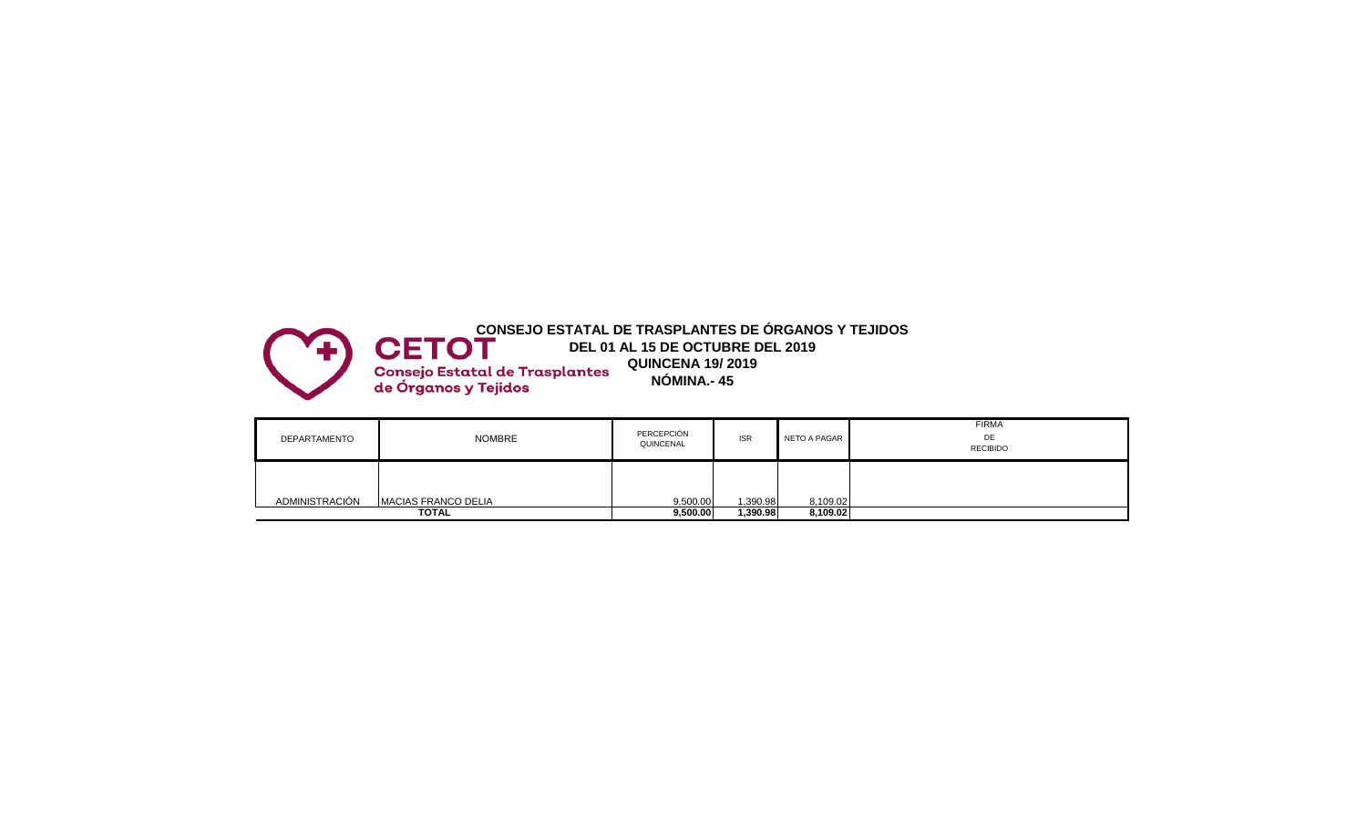CETOT

Consejo Estatal de Trasplantes de Órganos y Tejidos

# CONSEJO ESTATAL DE TRASPLANTES DE ÓRGANOS Y TEJIDOS

**DEL 01 AL 15 DE OCTUBRE DEL 2019**

**QUINCENA 19/ 2019**

**NÓMINA.- 45**

| DEPARTAMENTO | NOMBRE | PERCEPCIÓN QUINCENAL | ISR | NETO A PAGAR | FIRMA DE RECIBIDO |
|---|---|---|---|---|---|
| ADMINISTRACIÓN | MACIAS FRANCO DELIA | 9,500.00 | 1,390.98 | 8,109.02 | |
| **TOTAL** | | **9,500.00** | **1,390.98** | **8,109.02** | |